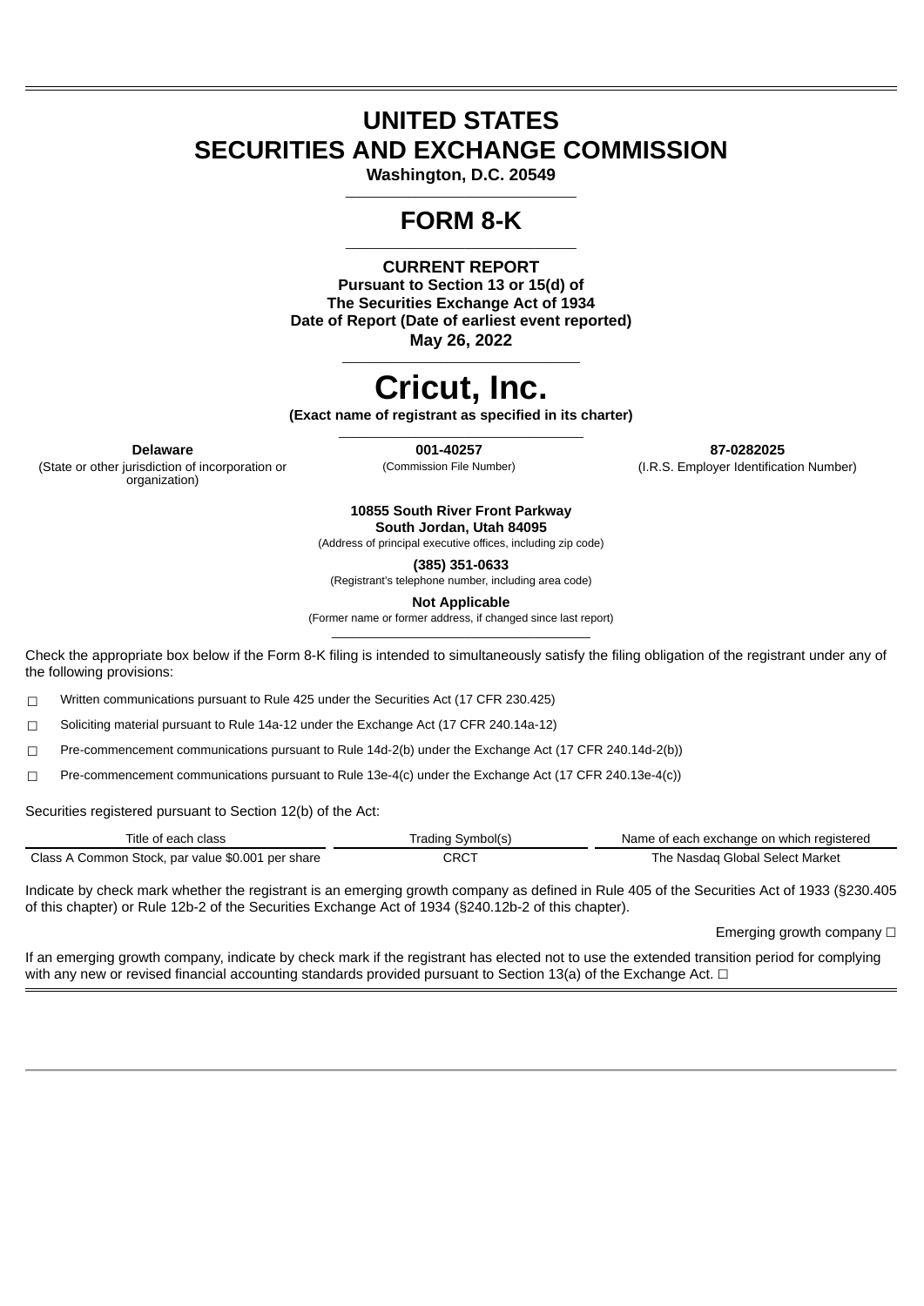# UNITED STATES
# SECURITIES AND EXCHANGE COMMISSION

**Washington, D.C. 20549**

## FORM 8-K

**CURRENT REPORT**
**Pursuant to Section 13 or 15(d) of**
**The Securities Exchange Act of 1934**
**Date of Report (Date of earliest event reported)**
**May 26, 2022**

# Cricut, Inc.

**(Exact name of registrant as specified in its charter)**

| **Delaware** | **001-40257** | **87-0282025** |
|---|---|---|
| (State or other jurisdiction of incorporation or organization) | (Commission File Number) | (I.R.S. Employer Identification Number) |

**10855 South River Front Parkway**
**South Jordan, Utah 84095**
(Address of principal executive offices, including zip code)

**(385) 351-0633**
(Registrant's telephone number, including area code)

**Not Applicable**
(Former name or former address, if changed since last report)

Check the appropriate box below if the Form 8-K filing is intended to simultaneously satisfy the filing obligation of the registrant under any of the following provisions:

☐ Written communications pursuant to Rule 425 under the Securities Act (17 CFR 230.425)

☐ Soliciting material pursuant to Rule 14a-12 under the Exchange Act (17 CFR 240.14a-12)

☐ Pre-commencement communications pursuant to Rule 14d-2(b) under the Exchange Act (17 CFR 240.14d-2(b))

☐ Pre-commencement communications pursuant to Rule 13e-4(c) under the Exchange Act (17 CFR 240.13e-4(c))

Securities registered pursuant to Section 12(b) of the Act:

| Title of each class | Trading Symbol(s) | Name of each exchange on which registered |
|---|---|---|
| Class A Common Stock, par value $0.001 per share | CRCT | The Nasdaq Global Select Market |

Indicate by check mark whether the registrant is an emerging growth company as defined in Rule 405 of the Securities Act of 1933 (§230.405 of this chapter) or Rule 12b-2 of the Securities Exchange Act of 1934 (§240.12b-2 of this chapter).

Emerging growth company ☐

If an emerging growth company, indicate by check mark if the registrant has elected not to use the extended transition period for complying with any new or revised financial accounting standards provided pursuant to Section 13(a) of the Exchange Act. ☐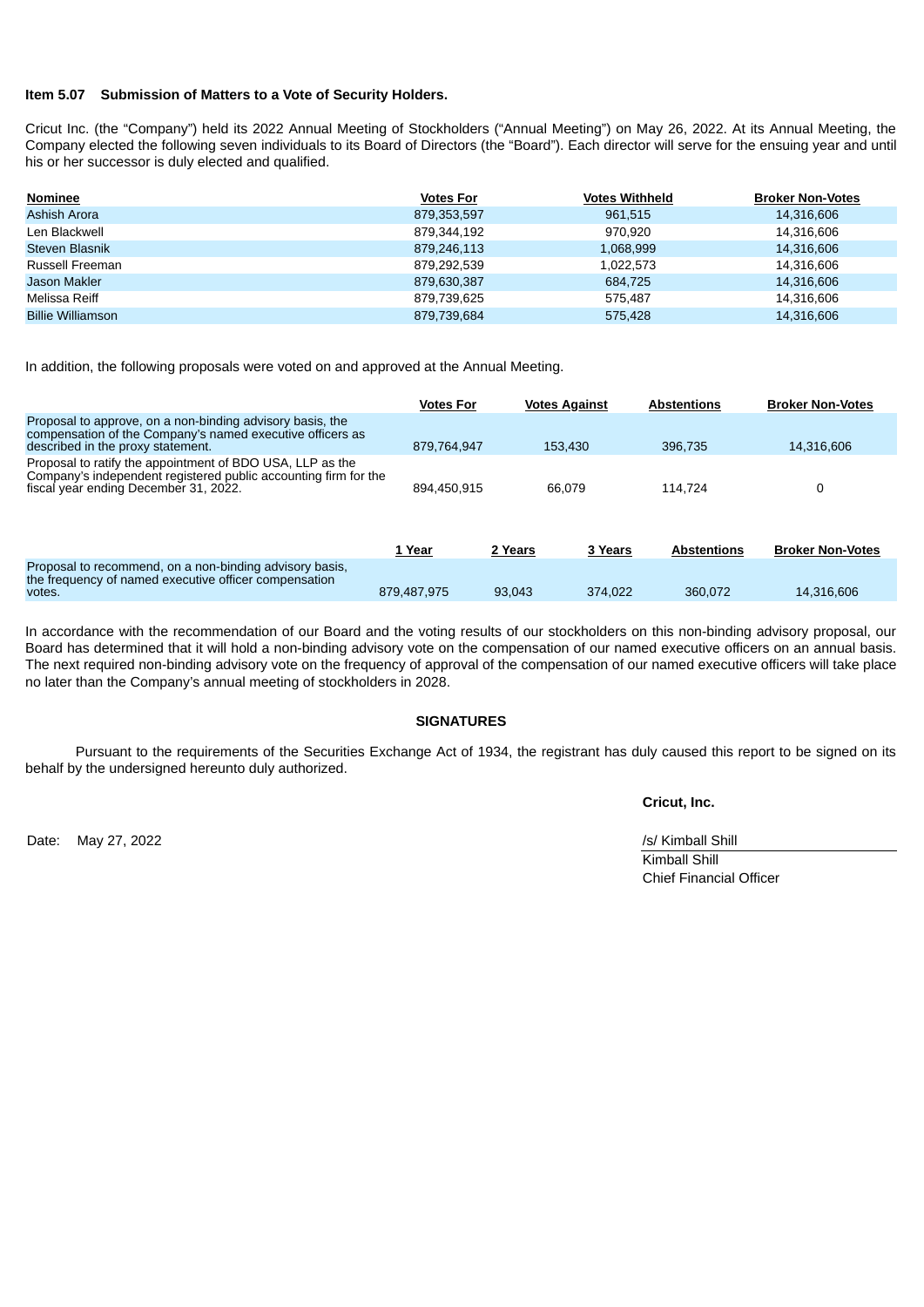**Item 5.07 Submission of Matters to a Vote of Security Holders.**

Cricut Inc. (the "Company") held its 2022 Annual Meeting of Stockholders ("Annual Meeting") on May 26, 2022. At its Annual Meeting, the Company elected the following seven individuals to its Board of Directors (the "Board"). Each director will serve for the ensuing year and until his or her successor is duly elected and qualified.

| Nominee | Votes For | Votes Withheld | Broker Non-Votes |
|---|---|---|---|
| Ashish Arora | 879,353,597 | 961,515 | 14,316,606 |
| Len Blackwell | 879,344,192 | 970,920 | 14,316,606 |
| Steven Blasnik | 879,246,113 | 1,068,999 | 14,316,606 |
| Russell Freeman | 879,292,539 | 1,022,573 | 14,316,606 |
| Jason Makler | 879,630,387 | 684,725 | 14,316,606 |
| Melissa Reiff | 879,739,625 | 575,487 | 14,316,606 |
| Billie Williamson | 879,739,684 | 575,428 | 14,316,606 |

In addition, the following proposals were voted on and approved at the Annual Meeting.

| | Votes For | Votes Against | Abstentions | Broker Non-Votes |
|---|---|---|---|---|
| Proposal to approve, on a non-binding advisory basis, the compensation of the Company's named executive officers as described in the proxy statement. | 879,764,947 | 153,430 | 396,735 | 14,316,606 |
| Proposal to ratify the appointment of BDO USA, LLP as the Company's independent registered public accounting firm for the fiscal year ending December 31, 2022. | 894,450,915 | 66,079 | 114,724 | 0 |

| | 1 Year | 2 Years | 3 Years | Abstentions | Broker Non-Votes |
|---|---|---|---|---|---|
| Proposal to recommend, on a non-binding advisory basis, the frequency of named executive officer compensation votes. | 879,487,975 | 93,043 | 374,022 | 360,072 | 14,316,606 |

In accordance with the recommendation of our Board and the voting results of our stockholders on this non-binding advisory proposal, our Board has determined that it will hold a non-binding advisory vote on the compensation of our named executive officers on an annual basis. The next required non-binding advisory vote on the frequency of approval of the compensation of our named executive officers will take place no later than the Company's annual meeting of stockholders in 2028.

**SIGNATURES**

Pursuant to the requirements of the Securities Exchange Act of 1934, the registrant has duly caused this report to be signed on its behalf by the undersigned hereunto duly authorized.

**Cricut, Inc.**

Date: May 27, 2022

/s/ Kimball Shill
Kimball Shill
Chief Financial Officer